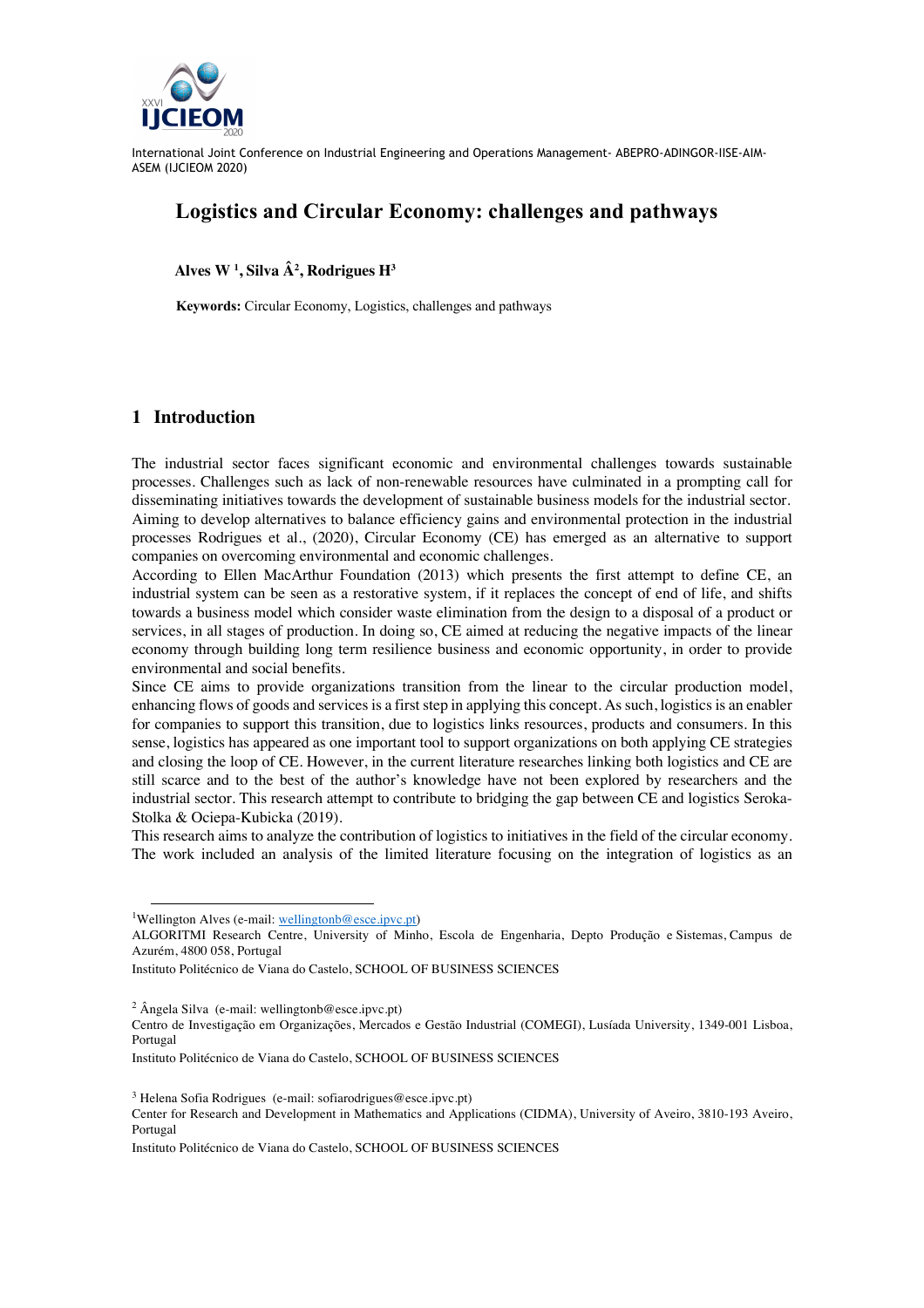# Logistics and Circular Economy: challenges and pathways

**Alves W [1], Silva Â[2], Rodrigues H[3]**

**Keywords:** Circular Economy, Logistics, challenges and pathways

## 1 Introduction

The industrial sector faces significant economic and environmental challenges towards sustainable processes. Challenges such as lack of non-renewable resources have culminated in a prompting call for disseminating initiatives towards the development of sustainable business models for the industrial sector. Aiming to develop alternatives to balance efficiency gains and environmental protection in the industrial processes Rodrigues et al., (2020), Circular Economy (CE) has emerged as an alternative to support companies on overcoming environmental and economic challenges.

According to Ellen MacArthur Foundation (2013) which presents the first attempt to define CE, an industrial system can be seen as a restorative system, if it replaces the concept of end of life, and shifts towards a business model which consider waste elimination from the design to a disposal of a product or services, in all stages of production. In doing so, CE aimed at reducing the negative impacts of the linear economy through building long term resilience business and economic opportunity, in order to provide environmental and social benefits.

Since CE aims to provide organizations transition from the linear to the circular production model, enhancing flows of goods and services is a first step in applying this concept. As such, logistics is an enabler for companies to support this transition, due to logistics links resources, products and consumers. In this sense, logistics has appeared as one important tool to support organizations on both applying CE strategies and closing the loop of CE. However, in the current literature researches linking both logistics and CE are still scarce and to the best of the author's knowledge have not been explored by researchers and the industrial sector. This research attempt to contribute to bridging the gap between CE and logistics Seroka-Stolka & Ociepa-Kubicka (2019).

This research aims to analyze the contribution of logistics to initiatives in the field of the circular economy. The work included an analysis of the limited literature focusing on the integration of logistics as an

---

[1] Wellington Alves (e-mail: wellingtonb@esce.ipvc.pt)
ALGORITMI Research Centre, University of Minho, Escola de Engenharia, Depto Produção e Sistemas, Campus de Azurém, 4800 058, Portugal
Instituto Politécnico de Viana do Castelo, SCHOOL OF BUSINESS SCIENCES

[2] Ângela Silva (e-mail: wellingtonb@esce.ipvc.pt)
Centro de Investigação em Organizações, Mercados e Gestão Industrial (COMEGI), Lusíada University, 1349-001 Lisboa, Portugal
Instituto Politécnico de Viana do Castelo, SCHOOL OF BUSINESS SCIENCES

[3] Helena Sofia Rodrigues (e-mail: sofiarodrigues@esce.ipvc.pt)
Center for Research and Development in Mathematics and Applications (CIDMA), University of Aveiro, 3810-193 Aveiro, Portugal
Instituto Politécnico de Viana do Castelo, SCHOOL OF BUSINESS SCIENCES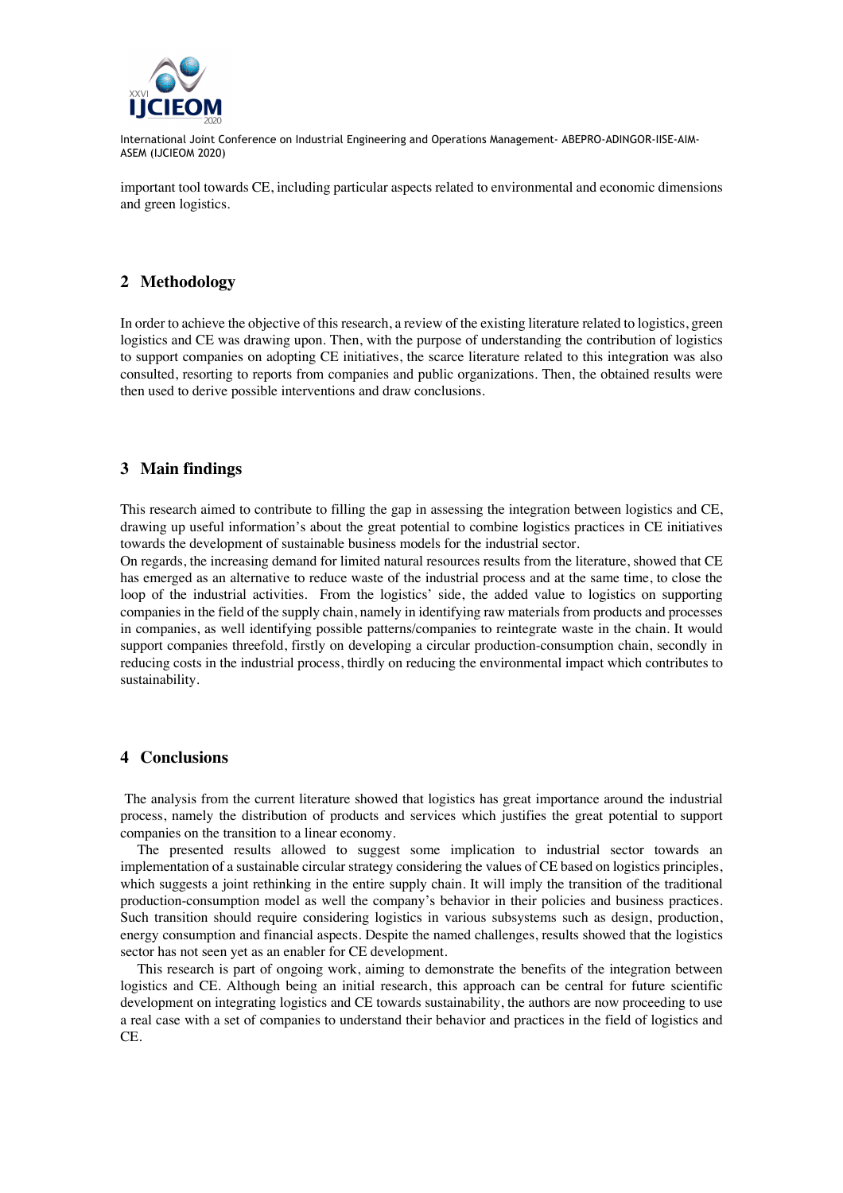important tool towards CE, including particular aspects related to environmental and economic dimensions and green logistics.

## 2 Methodology

In order to achieve the objective of this research, a review of the existing literature related to logistics, green logistics and CE was drawing upon. Then, with the purpose of understanding the contribution of logistics to support companies on adopting CE initiatives, the scarce literature related to this integration was also consulted, resorting to reports from companies and public organizations. Then, the obtained results were then used to derive possible interventions and draw conclusions.

## 3 Main findings

This research aimed to contribute to filling the gap in assessing the integration between logistics and CE, drawing up useful information's about the great potential to combine logistics practices in CE initiatives towards the development of sustainable business models for the industrial sector.

On regards, the increasing demand for limited natural resources results from the literature, showed that CE has emerged as an alternative to reduce waste of the industrial process and at the same time, to close the loop of the industrial activities. From the logistics' side, the added value to logistics on supporting companies in the field of the supply chain, namely in identifying raw materials from products and processes in companies, as well identifying possible patterns/companies to reintegrate waste in the chain. It would support companies threefold, firstly on developing a circular production-consumption chain, secondly in reducing costs in the industrial process, thirdly on reducing the environmental impact which contributes to sustainability.

## 4 Conclusions

The analysis from the current literature showed that logistics has great importance around the industrial process, namely the distribution of products and services which justifies the great potential to support companies on the transition to a linear economy.

The presented results allowed to suggest some implication to industrial sector towards an implementation of a sustainable circular strategy considering the values of CE based on logistics principles, which suggests a joint rethinking in the entire supply chain. It will imply the transition of the traditional production-consumption model as well the company's behavior in their policies and business practices. Such transition should require considering logistics in various subsystems such as design, production, energy consumption and financial aspects. Despite the named challenges, results showed that the logistics sector has not seen yet as an enabler for CE development.

This research is part of ongoing work, aiming to demonstrate the benefits of the integration between logistics and CE. Although being an initial research, this approach can be central for future scientific development on integrating logistics and CE towards sustainability, the authors are now proceeding to use a real case with a set of companies to understand their behavior and practices in the field of logistics and CE.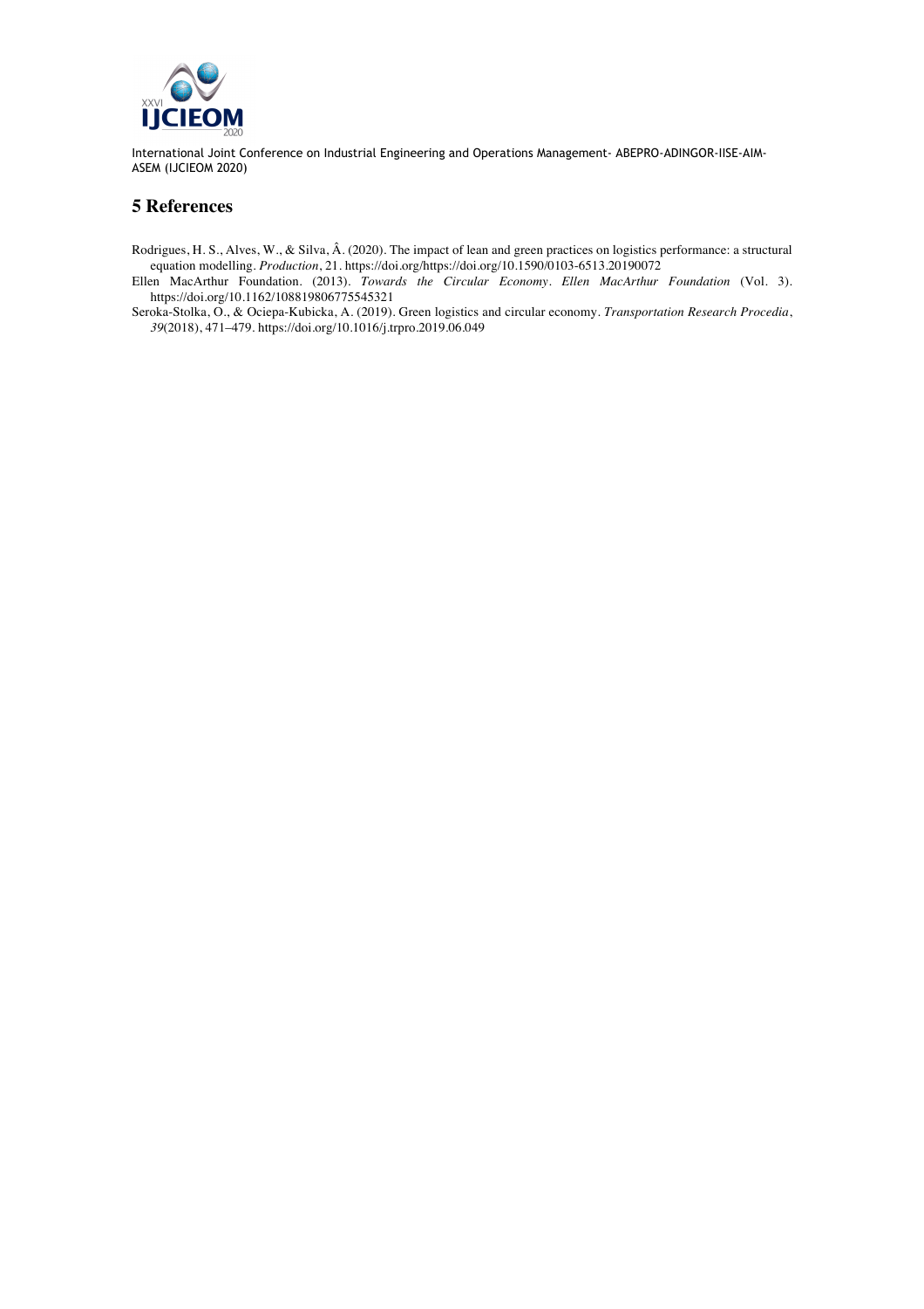## 5 References

Rodrigues, H. S., Alves, W., & Silva, Â. (2020). The impact of lean and green practices on logistics performance: a structural equation modelling. *Production*, 21. https://doi.org/https://doi.org/10.1590/0103-6513.20190072

Ellen MacArthur Foundation. (2013). *Towards the Circular Economy*. *Ellen MacArthur Foundation* (Vol. 3). https://doi.org/10.1162/108819806775545321

Seroka-Stolka, O., & Ociepa-Kubicka, A. (2019). Green logistics and circular economy. *Transportation Research Procedia*, *39*(2018), 471–479. https://doi.org/10.1016/j.trpro.2019.06.049